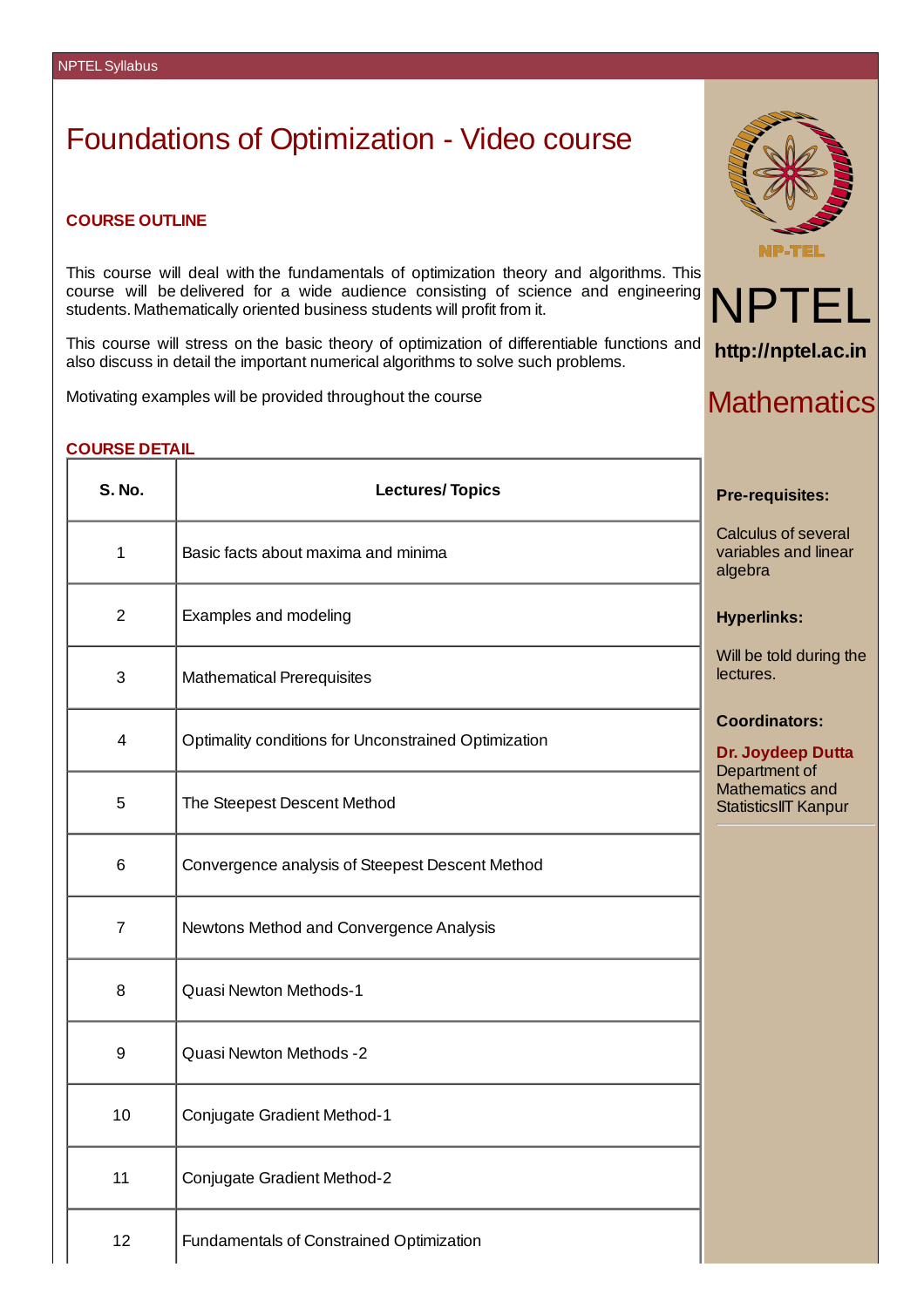# Foundations of Optimization - Video course

## COURSE OUTLINE

This course will deal with the fundamentals of optimization theory and algorithms. This course will be delivered for a wide audience consisting of science and engineering students. Mathematically oriented business students will profit from it.

This course will stress on the basic theory of optimization of differentiable functions and also discuss in detail the important numerical algorithms to solve such problems.

Motivating examples will be provided throughout the course

## COURSE DETAIL

| S. No. | Lectures/ Topics |
|---|---|
| 1 | Basic facts about maxima and minima |
| 2 | Examples and modeling |
| 3 | Mathematical Prerequisites |
| 4 | Optimality conditions for Unconstrained Optimization |
| 5 | The Steepest Descent Method |
| 6 | Convergence analysis of Steepest Descent Method |
| 7 | Newtons Method and Convergence Analysis |
| 8 | Quasi Newton Methods-1 |
| 9 | Quasi Newton Methods -2 |
| 10 | Conjugate Gradient Method-1 |
| 11 | Conjugate Gradient Method-2 |
| 12 | Fundamentals of Constrained Optimization |

NP-TEL

NPTEL

**http://nptel.ac.in**

Mathematics

**Pre-requisites:**

Calculus of several variables and linear algebra

**Hyperlinks:**

Will be told during the lectures.

**Coordinators:**

**Dr. Joydeep Dutta**
Department of Mathematics and StatisticsIIT Kanpur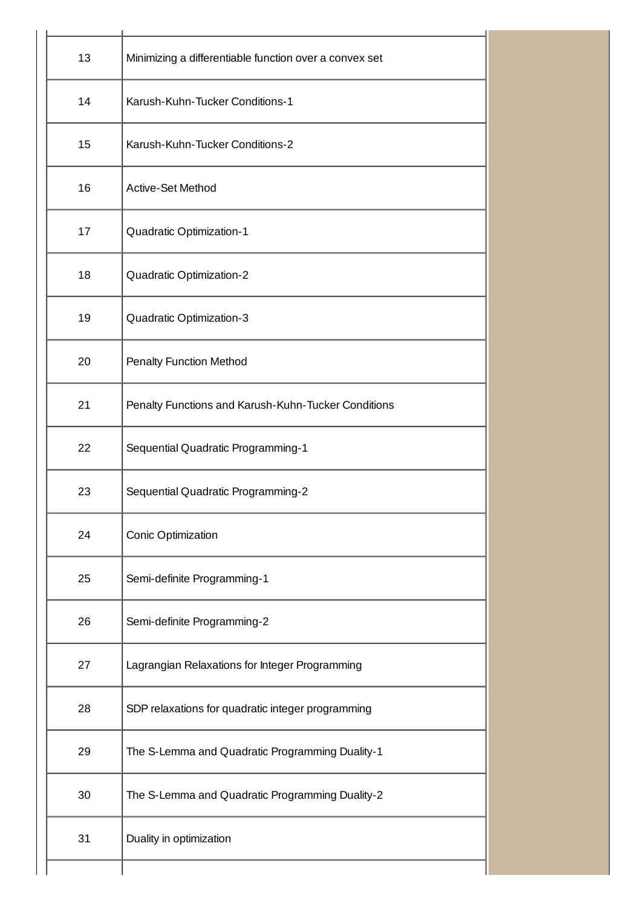| | |
|---|---|
| 13 | Minimizing a differentiable function over a convex set |
| 14 | Karush-Kuhn-Tucker Conditions-1 |
| 15 | Karush-Kuhn-Tucker Conditions-2 |
| 16 | Active-Set Method |
| 17 | Quadratic Optimization-1 |
| 18 | Quadratic Optimization-2 |
| 19 | Quadratic Optimization-3 |
| 20 | Penalty Function Method |
| 21 | Penalty Functions and Karush-Kuhn-Tucker Conditions |
| 22 | Sequential Quadratic Programming-1 |
| 23 | Sequential Quadratic Programming-2 |
| 24 | Conic Optimization |
| 25 | Semi-definite Programming-1 |
| 26 | Semi-definite Programming-2 |
| 27 | Lagrangian Relaxations for Integer Programming |
| 28 | SDP relaxations for quadratic integer programming |
| 29 | The S-Lemma and Quadratic Programming Duality-1 |
| 30 | The S-Lemma and Quadratic Programming Duality-2 |
| 31 | Duality in optimization |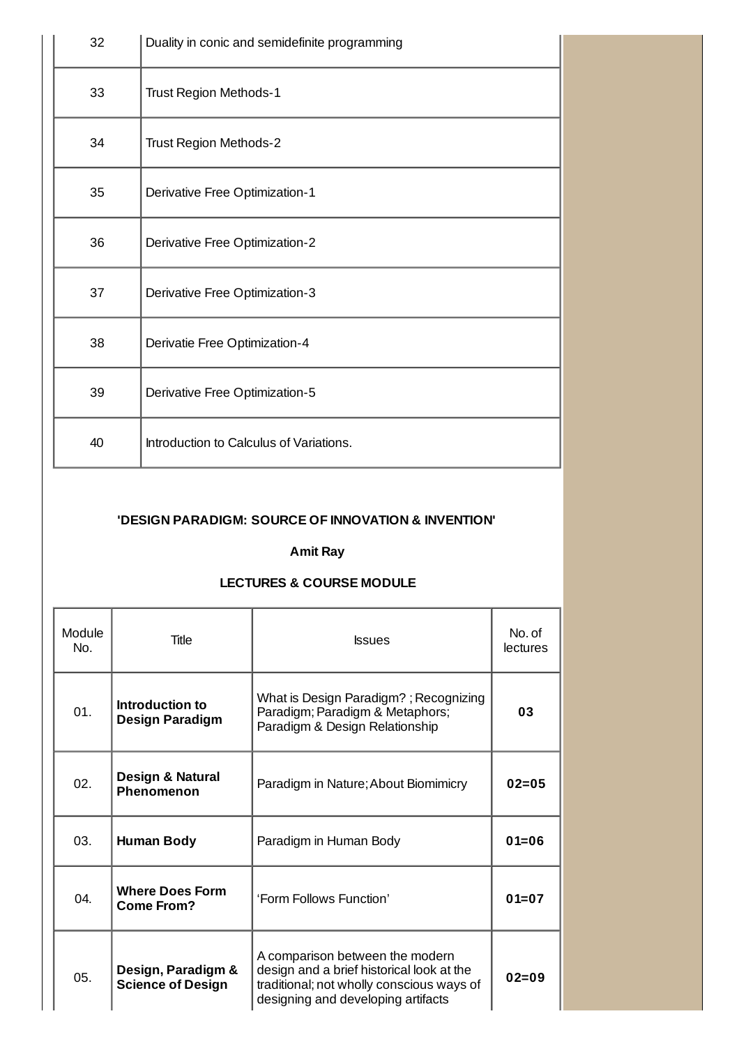| | |
|---|---|
| 32 | Duality in conic and semidefinite programming |
| 33 | Trust Region Methods-1 |
| 34 | Trust Region Methods-2 |
| 35 | Derivative Free Optimization-1 |
| 36 | Derivative Free Optimization-2 |
| 37 | Derivative Free Optimization-3 |
| 38 | Derivatie Free Optimization-4 |
| 39 | Derivative Free Optimization-5 |
| 40 | Introduction to Calculus of Variations. |

**'DESIGN PARADIGM: SOURCE OF INNOVATION & INVENTION'**

**Amit Ray**

**LECTURES & COURSE MODULE**

| Module No. | Title | Issues | No. of lectures |
|---|---|---|---|
| 01. | **Introduction to Design Paradigm** | What is Design Paradigm? ; Recognizing Paradigm; Paradigm & Metaphors; Paradigm & Design Relationship | **03** |
| 02. | **Design & Natural Phenomenon** | Paradigm in Nature; About Biomimicry | **02=05** |
| 03. | **Human Body** | Paradigm in Human Body | **01=06** |
| 04. | **Where Does Form Come From?** | 'Form Follows Function' | **01=07** |
| 05. | **Design, Paradigm & Science of Design** | A comparison between the modern design and a brief historical look at the traditional; not wholly conscious ways of designing and developing artifacts | **02=09** |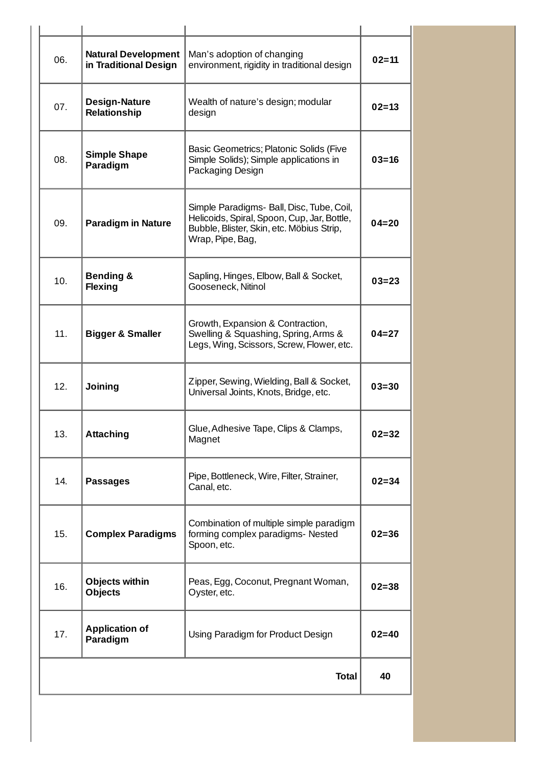| | | | |
|---|---|---|---|
| 06. | **Natural Development in Traditional Design** | Man's adoption of changing environment, rigidity in traditional design | **02=11** |
| 07. | **Design-Nature Relationship** | Wealth of nature's design; modular design | **02=13** |
| 08. | **Simple Shape Paradigm** | Basic Geometrics; Platonic Solids (Five Simple Solids); Simple applications in Packaging Design | **03=16** |
| 09. | **Paradigm in Nature** | Simple Paradigms- Ball, Disc, Tube, Coil, Helicoids, Spiral, Spoon, Cup, Jar, Bottle, Bubble, Blister, Skin, etc. Möbius Strip, Wrap, Pipe, Bag, | **04=20** |
| 10. | **Bending & Flexing** | Sapling, Hinges, Elbow, Ball & Socket, Gooseneck, Nitinol | **03=23** |
| 11. | **Bigger & Smaller** | Growth, Expansion & Contraction, Swelling & Squashing, Spring, Arms & Legs, Wing, Scissors, Screw, Flower, etc. | **04=27** |
| 12. | **Joining** | Zipper, Sewing, Wielding, Ball & Socket, Universal Joints, Knots, Bridge, etc. | **03=30** |
| 13. | **Attaching** | Glue, Adhesive Tape, Clips & Clamps, Magnet | **02=32** |
| 14. | **Passages** | Pipe, Bottleneck, Wire, Filter, Strainer, Canal, etc. | **02=34** |
| 15. | **Complex Paradigms** | Combination of multiple simple paradigm forming complex paradigms- Nested Spoon, etc. | **02=36** |
| 16. | **Objects within Objects** | Peas, Egg, Coconut, Pregnant Woman, Oyster, etc. | **02=38** |
| 17. | **Application of Paradigm** | Using Paradigm for Product Design | **02=40** |
| | | **Total** | **40** |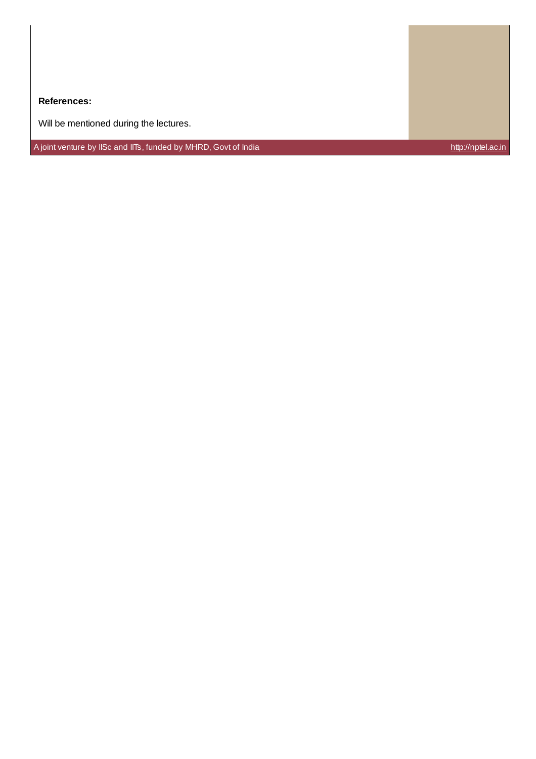**References:**

Will be mentioned during the lectures.